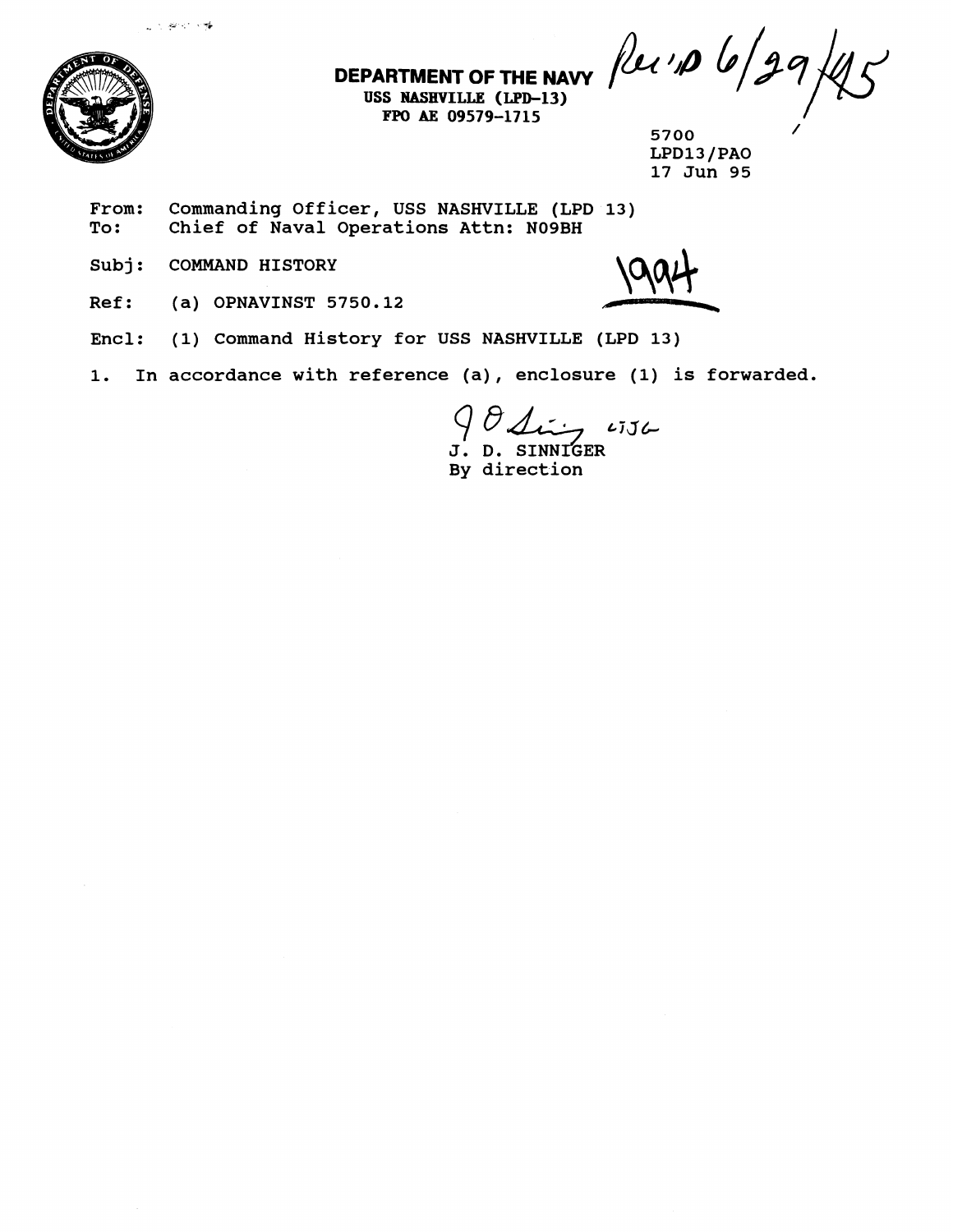**DEPARTMENT OF THE NAVY**
**USS NASHVILLE (LPD-13)**
**FPO AE 09579-1715**

Rec'd 6/29/95

5700
LPD13/PAO
17 Jun 95

From: Commanding Officer, USS NASHVILLE (LPD 13)
To: Chief of Naval Operations Attn: N09BH

Subj: COMMAND HISTORY

1994

Ref: (a) OPNAVINST 5750.12

Encl: (1) Command History for USS NASHVILLE (LPD 13)

1. In accordance with reference (a), enclosure (1) is forwarded.

J. D. SINNIGER
By direction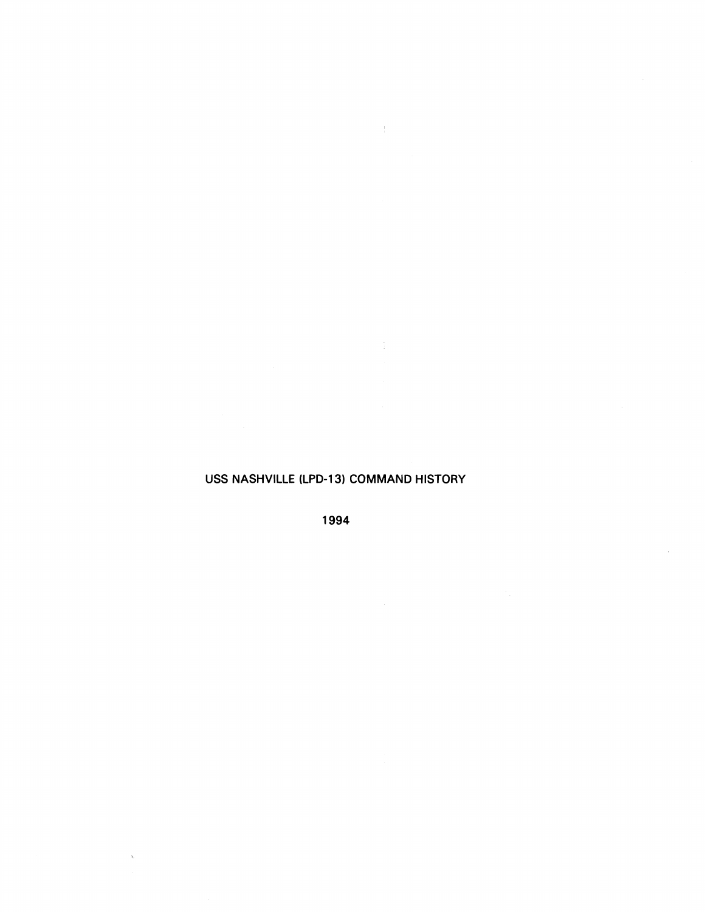# USS NASHVILLE (LPD-13) COMMAND HISTORY

1994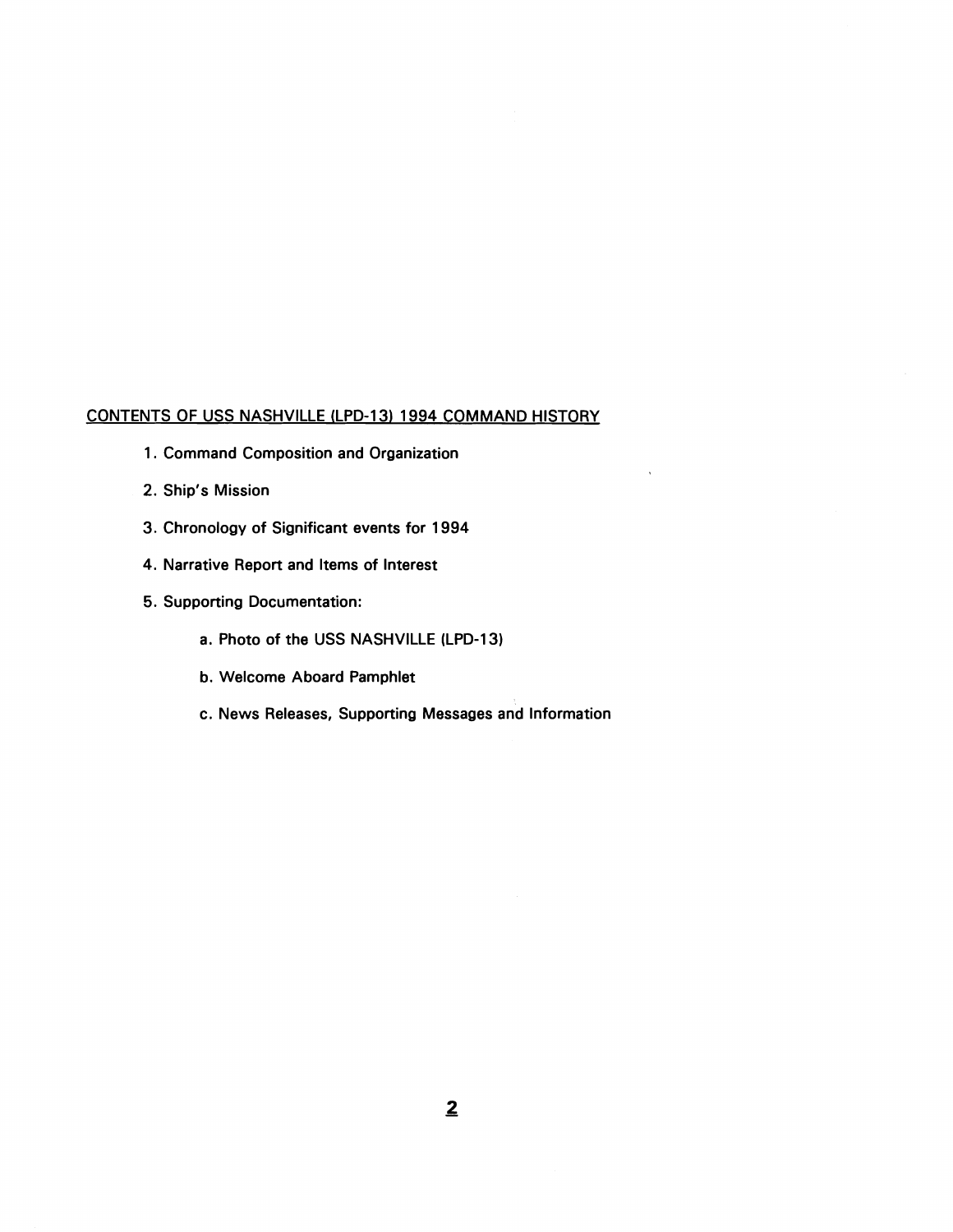## CONTENTS OF USS NASHVILLE (LPD-13) 1994 COMMAND HISTORY

1. Command Composition and Organization
2. Ship's Mission
3. Chronology of Significant events for 1994
4. Narrative Report and Items of Interest
5. Supporting Documentation:
   - a. Photo of the USS NASHVILLE (LPD-13)
   - b. Welcome Aboard Pamphlet
   - c. News Releases, Supporting Messages and Information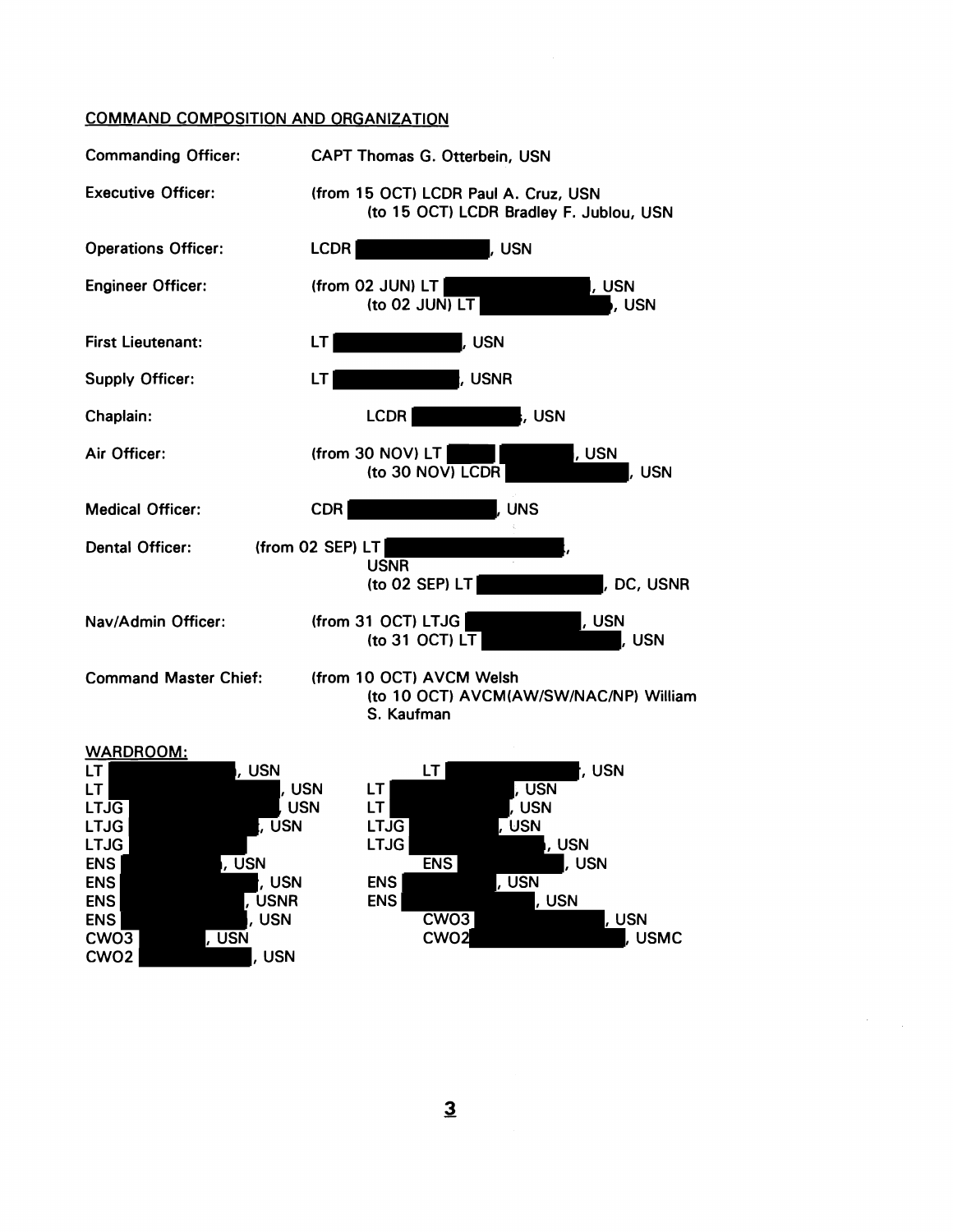COMMAND COMPOSITION AND ORGANIZATION

Commanding Officer: CAPT Thomas G. Otterbein, USN

Executive Officer: (from 15 OCT) LCDR Paul A. Cruz, USN
(to 15 OCT) LCDR Bradley F. Jublou, USN

Operations Officer: LCDR [redacted], USN

Engineer Officer: (from 02 JUN) LT [redacted], USN
(to 02 JUN) LT [redacted], USN

First Lieutenant: LT [redacted], USN

Supply Officer: LT [redacted], USNR

Chaplain: LCDR [redacted], USN

Air Officer: (from 30 NOV) LT [redacted], USN
(to 30 NOV) LCDR [redacted], USN

Medical Officer: CDR [redacted], UNS

Dental Officer: (from 02 SEP) LT [redacted], USNR
(to 02 SEP) LT [redacted], DC, USNR

Nav/Admin Officer: (from 31 OCT) LTJG [redacted], USN
(to 31 OCT) LT [redacted], USN

Command Master Chief: (from 10 OCT) AVCM Welsh
(to 10 OCT) AVCM(AW/SW/NAC/NP) William S. Kaufman

WARDROOM:

LT [redacted], USN
LT [redacted], USN
LTJG [redacted], USN
LTJG [redacted], USN
LTJG [redacted]
ENS [redacted], USN
ENS [redacted], USN
ENS [redacted], USNR
ENS [redacted], USN
CWO3 [redacted], USN
CWO2 [redacted], USN

LT [redacted], USN
LT [redacted], USN
LT [redacted], USN
LTJG [redacted], USN
LTJG [redacted], USN
ENS [redacted], USN
ENS [redacted], USN
ENS [redacted], USN
CWO3 [redacted], USN
CWO2 [redacted], USMC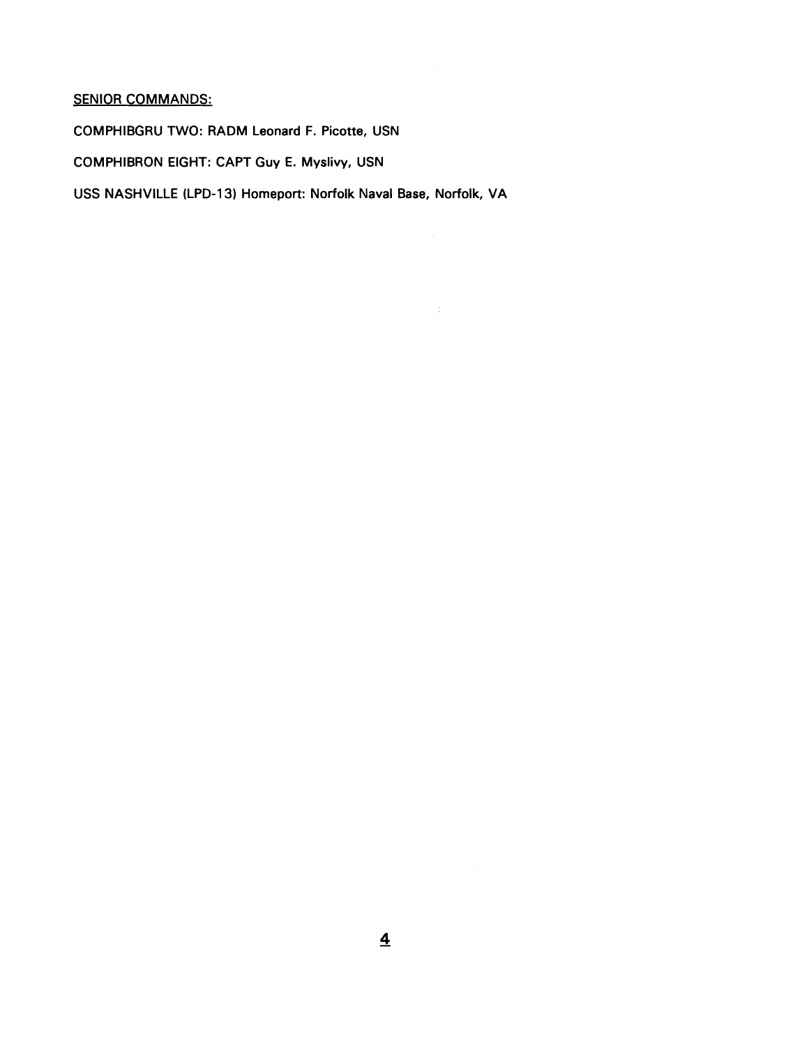SENIOR COMMANDS:

COMPHIBGRU TWO: RADM Leonard F. Picotte, USN

COMPHIBRON EIGHT: CAPT Guy E. Myslivy, USN

USS NASHVILLE (LPD-13) Homeport: Norfolk Naval Base, Norfolk, VA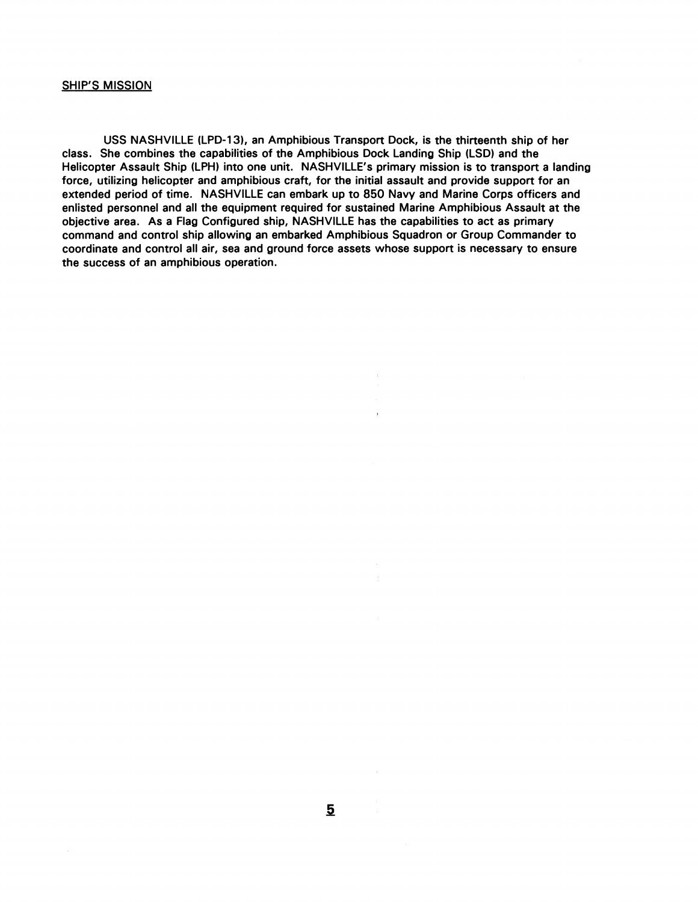## SHIP'S MISSION

USS NASHVILLE (LPD-13), an Amphibious Transport Dock, is the thirteenth ship of her class. She combines the capabilities of the Amphibious Dock Landing Ship (LSD) and the Helicopter Assault Ship (LPH) into one unit. NASHVILLE's primary mission is to transport a landing force, utilizing helicopter and amphibious craft, for the initial assault and provide support for an extended period of time. NASHVILLE can embark up to 850 Navy and Marine Corps officers and enlisted personnel and all the equipment required for sustained Marine Amphibious Assault at the objective area. As a Flag Configured ship, NASHVILLE has the capabilities to act as primary command and control ship allowing an embarked Amphibious Squadron or Group Commander to coordinate and control all air, sea and ground force assets whose support is necessary to ensure the success of an amphibious operation.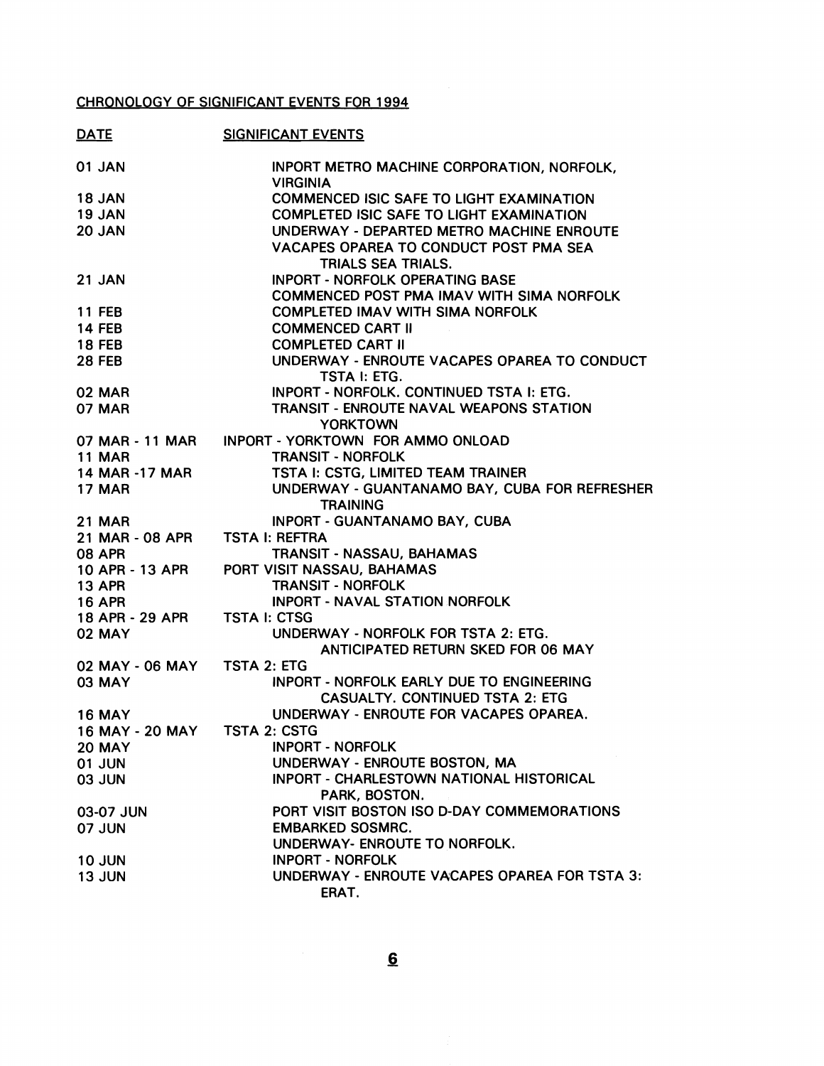CHRONOLOGY OF SIGNIFICANT EVENTS FOR 1994

| DATE | SIGNIFICANT EVENTS |
| --- | --- |
| 01 JAN | INPORT METRO MACHINE CORPORATION, NORFOLK, VIRGINIA |
| 18 JAN | COMMENCED ISIC SAFE TO LIGHT EXAMINATION |
| 19 JAN | COMPLETED ISIC SAFE TO LIGHT EXAMINATION |
| 20 JAN | UNDERWAY - DEPARTED METRO MACHINE ENROUTE VACAPES OPAREA TO CONDUCT POST PMA SEA TRIALS SEA TRIALS. |
| 21 JAN | INPORT - NORFOLK OPERATING BASE<br>COMMENCED POST PMA IMAV WITH SIMA NORFOLK |
| 11 FEB | COMPLETED IMAV WITH SIMA NORFOLK |
| 14 FEB | COMMENCED CART II |
| 18 FEB | COMPLETED CART II |
| 28 FEB | UNDERWAY - ENROUTE VACAPES OPAREA TO CONDUCT TSTA I: ETG. |
| 02 MAR | INPORT - NORFOLK. CONTINUED TSTA I: ETG. |
| 07 MAR | TRANSIT - ENROUTE NAVAL WEAPONS STATION YORKTOWN |
| 07 MAR - 11 MAR | INPORT - YORKTOWN FOR AMMO ONLOAD |
| 11 MAR | TRANSIT - NORFOLK |
| 14 MAR -17 MAR | TSTA I: CSTG, LIMITED TEAM TRAINER |
| 17 MAR | UNDERWAY - GUANTANAMO BAY, CUBA FOR REFRESHER TRAINING |
| 21 MAR | INPORT - GUANTANAMO BAY, CUBA |
| 21 MAR - 08 APR | TSTA I: REFTRA |
| 08 APR | TRANSIT - NASSAU, BAHAMAS |
| 10 APR - 13 APR | PORT VISIT NASSAU, BAHAMAS |
| 13 APR | TRANSIT - NORFOLK |
| 16 APR | INPORT - NAVAL STATION NORFOLK |
| 18 APR - 29 APR | TSTA I: CTSG |
| 02 MAY | UNDERWAY - NORFOLK FOR TSTA 2: ETG. ANTICIPATED RETURN SKED FOR 06 MAY |
| 02 MAY - 06 MAY | TSTA 2: ETG |
| 03 MAY | INPORT - NORFOLK EARLY DUE TO ENGINEERING CASUALTY. CONTINUED TSTA 2: ETG |
| 16 MAY | UNDERWAY - ENROUTE FOR VACAPES OPAREA. |
| 16 MAY - 20 MAY | TSTA 2: CSTG |
| 20 MAY | INPORT - NORFOLK |
| 01 JUN | UNDERWAY - ENROUTE BOSTON, MA |
| 03 JUN | INPORT - CHARLESTOWN NATIONAL HISTORICAL PARK, BOSTON. |
| 03-07 JUN | PORT VISIT BOSTON ISO D-DAY COMMEMORATIONS |
| 07 JUN | EMBARKED SOSMRC.<br>UNDERWAY- ENROUTE TO NORFOLK. |
| 10 JUN | INPORT - NORFOLK |
| 13 JUN | UNDERWAY - ENROUTE VACAPES OPAREA FOR TSTA 3: ERAT. |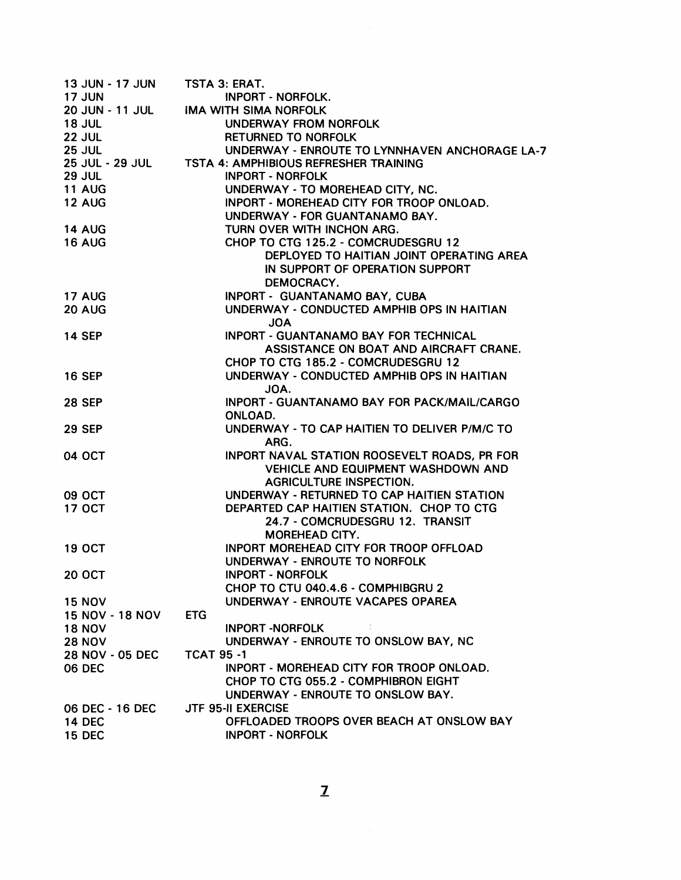| | |
|---|---|
| 13 JUN - 17 JUN | TSTA 3: ERAT. |
| 17 JUN | INPORT - NORFOLK. |
| 20 JUN - 11 JUL | IMA WITH SIMA NORFOLK |
| 18 JUL | UNDERWAY FROM NORFOLK |
| 22 JUL | RETURNED TO NORFOLK |
| 25 JUL | UNDERWAY - ENROUTE TO LYNNHAVEN ANCHORAGE LA-7 |
| 25 JUL - 29 JUL | TSTA 4: AMPHIBIOUS REFRESHER TRAINING |
| 29 JUL | INPORT - NORFOLK |
| 11 AUG | UNDERWAY - TO MOREHEAD CITY, NC. |
| 12 AUG | INPORT - MOREHEAD CITY FOR TROOP ONLOAD. UNDERWAY - FOR GUANTANAMO BAY. |
| 14 AUG | TURN OVER WITH INCHON ARG. |
| 16 AUG | CHOP TO CTG 125.2 - COMCRUDESGRU 12 DEPLOYED TO HAITIAN JOINT OPERATING AREA IN SUPPORT OF OPERATION SUPPORT DEMOCRACY. |
| 17 AUG | INPORT - GUANTANAMO BAY, CUBA |
| 20 AUG | UNDERWAY - CONDUCTED AMPHIB OPS IN HAITIAN JOA |
| 14 SEP | INPORT - GUANTANAMO BAY FOR TECHNICAL ASSISTANCE ON BOAT AND AIRCRAFT CRANE. CHOP TO CTG 185.2 - COMCRUDESGRU 12 |
| 16 SEP | UNDERWAY - CONDUCTED AMPHIB OPS IN HAITIAN JOA. |
| 28 SEP | INPORT - GUANTANAMO BAY FOR PACK/MAIL/CARGO ONLOAD. |
| 29 SEP | UNDERWAY - TO CAP HAITIEN TO DELIVER P/M/C TO ARG. |
| 04 OCT | INPORT NAVAL STATION ROOSEVELT ROADS, PR FOR VEHICLE AND EQUIPMENT WASHDOWN AND AGRICULTURE INSPECTION. |
| 09 OCT | UNDERWAY - RETURNED TO CAP HAITIEN STATION |
| 17 OCT | DEPARTED CAP HAITIEN STATION. CHOP TO CTG 24.7 - COMCRUDESGRU 12. TRANSIT MOREHEAD CITY. |
| 19 OCT | INPORT MOREHEAD CITY FOR TROOP OFFLOAD UNDERWAY - ENROUTE TO NORFOLK |
| 20 OCT | INPORT - NORFOLK CHOP TO CTU 040.4.6 - COMPHIBGRU 2 |
| 15 NOV | UNDERWAY - ENROUTE VACAPES OPAREA |
| 15 NOV - 18 NOV | ETG |
| 18 NOV | INPORT -NORFOLK |
| 28 NOV | UNDERWAY - ENROUTE TO ONSLOW BAY, NC |
| 28 NOV - 05 DEC | TCAT 95 -1 |
| 06 DEC | INPORT - MOREHEAD CITY FOR TROOP ONLOAD. CHOP TO CTG 055.2 - COMPHIBRON EIGHT UNDERWAY - ENROUTE TO ONSLOW BAY. |
| 06 DEC - 16 DEC | JTF 95-II EXERCISE |
| 14 DEC | OFFLOADED TROOPS OVER BEACH AT ONSLOW BAY |
| 15 DEC | INPORT - NORFOLK |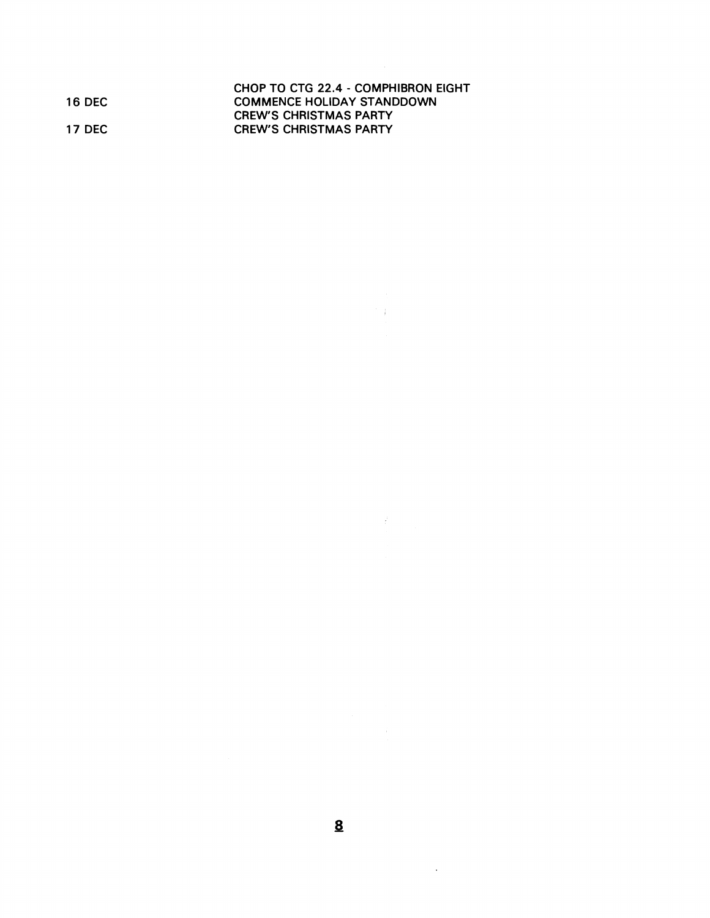| | |
|---|---|
| | CHOP TO CTG 22.4 - COMPHIBRON EIGHT |
| 16 DEC | COMMENCE HOLIDAY STANDDOWN |
| | CREW'S CHRISTMAS PARTY |
| 17 DEC | CREW'S CHRISTMAS PARTY |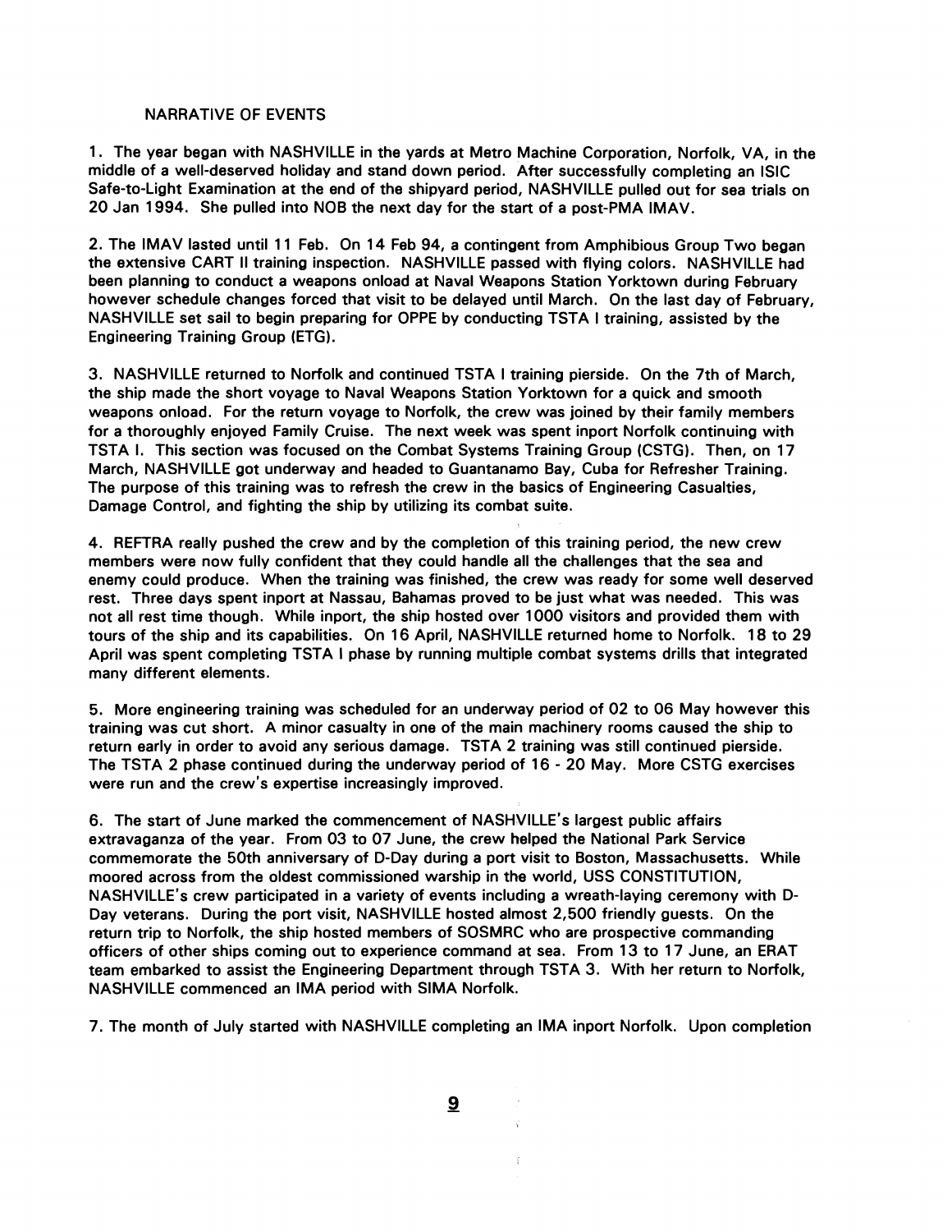NARRATIVE OF EVENTS

1. The year began with NASHVILLE in the yards at Metro Machine Corporation, Norfolk, VA, in the middle of a well-deserved holiday and stand down period. After successfully completing an ISIC Safe-to-Light Examination at the end of the shipyard period, NASHVILLE pulled out for sea trials on 20 Jan 1994. She pulled into NOB the next day for the start of a post-PMA IMAV.

2. The IMAV lasted until 11 Feb. On 14 Feb 94, a contingent from Amphibious Group Two began the extensive CART II training inspection. NASHVILLE passed with flying colors. NASHVILLE had been planning to conduct a weapons onload at Naval Weapons Station Yorktown during February however schedule changes forced that visit to be delayed until March. On the last day of February, NASHVILLE set sail to begin preparing for OPPE by conducting TSTA I training, assisted by the Engineering Training Group (ETG).

3. NASHVILLE returned to Norfolk and continued TSTA I training pierside. On the 7th of March, the ship made the short voyage to Naval Weapons Station Yorktown for a quick and smooth weapons onload. For the return voyage to Norfolk, the crew was joined by their family members for a thoroughly enjoyed Family Cruise. The next week was spent inport Norfolk continuing with TSTA I. This section was focused on the Combat Systems Training Group (CSTG). Then, on 17 March, NASHVILLE got underway and headed to Guantanamo Bay, Cuba for Refresher Training. The purpose of this training was to refresh the crew in the basics of Engineering Casualties, Damage Control, and fighting the ship by utilizing its combat suite.

4. REFTRA really pushed the crew and by the completion of this training period, the new crew members were now fully confident that they could handle all the challenges that the sea and enemy could produce. When the training was finished, the crew was ready for some well deserved rest. Three days spent inport at Nassau, Bahamas proved to be just what was needed. This was not all rest time though. While inport, the ship hosted over 1000 visitors and provided them with tours of the ship and its capabilities. On 16 April, NASHVILLE returned home to Norfolk. 18 to 29 April was spent completing TSTA I phase by running multiple combat systems drills that integrated many different elements.

5. More engineering training was scheduled for an underway period of 02 to 06 May however this training was cut short. A minor casualty in one of the main machinery rooms caused the ship to return early in order to avoid any serious damage. TSTA 2 training was still continued pierside. The TSTA 2 phase continued during the underway period of 16 - 20 May. More CSTG exercises were run and the crew's expertise increasingly improved.

6. The start of June marked the commencement of NASHVILLE's largest public affairs extravaganza of the year. From 03 to 07 June, the crew helped the National Park Service commemorate the 50th anniversary of D-Day during a port visit to Boston, Massachusetts. While moored across from the oldest commissioned warship in the world, USS CONSTITUTION, NASHVILLE's crew participated in a variety of events including a wreath-laying ceremony with D-Day veterans. During the port visit, NASHVILLE hosted almost 2,500 friendly guests. On the return trip to Norfolk, the ship hosted members of SOSMRC who are prospective commanding officers of other ships coming out to experience command at sea. From 13 to 17 June, an ERAT team embarked to assist the Engineering Department through TSTA 3. With her return to Norfolk, NASHVILLE commenced an IMA period with SIMA Norfolk.

7. The month of July started with NASHVILLE completing an IMA inport Norfolk. Upon completion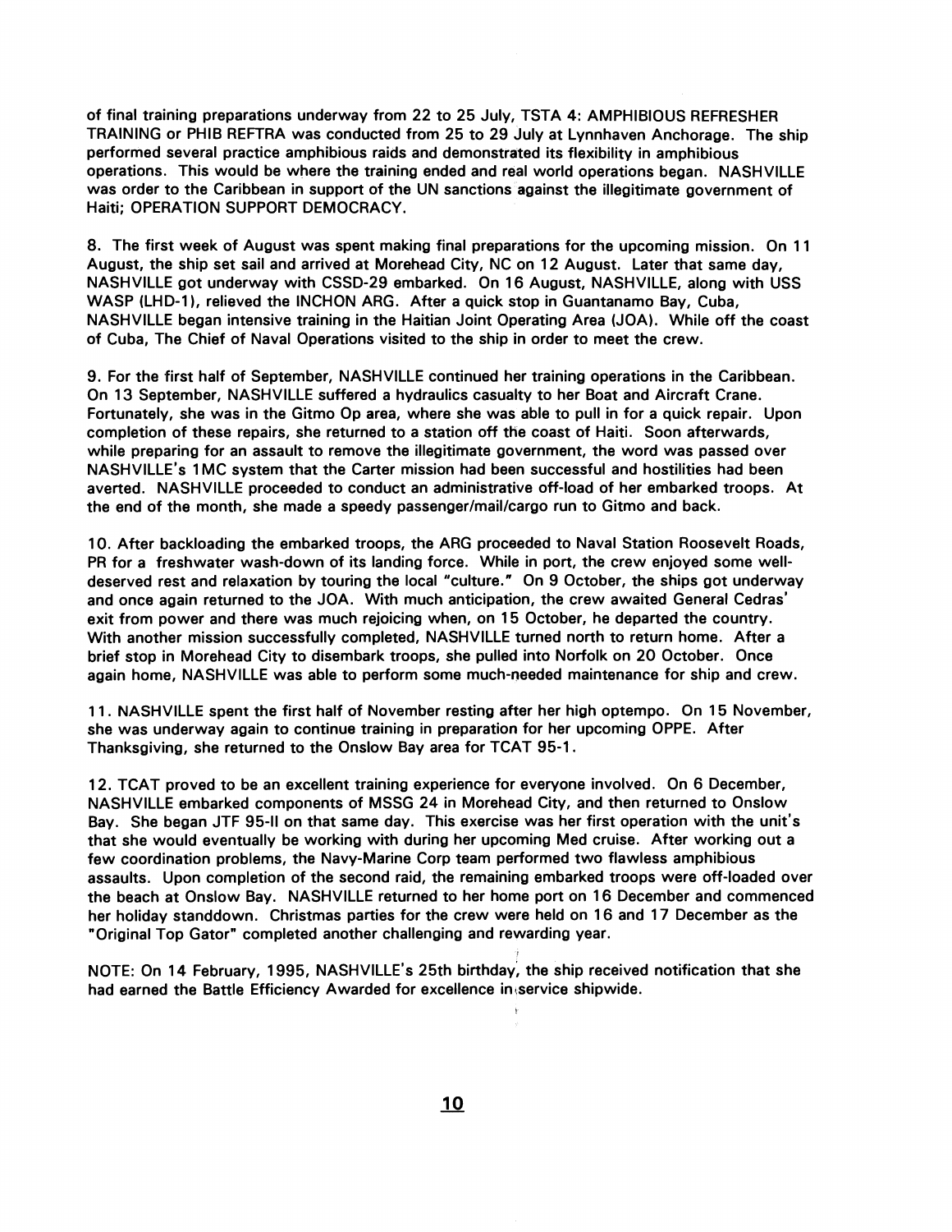of final training preparations underway from 22 to 25 July, TSTA 4: AMPHIBIOUS REFRESHER TRAINING or PHIB REFTRA was conducted from 25 to 29 July at Lynnhaven Anchorage. The ship performed several practice amphibious raids and demonstrated its flexibility in amphibious operations. This would be where the training ended and real world operations began. NASHVILLE was order to the Caribbean in support of the UN sanctions against the illegitimate government of Haiti; OPERATION SUPPORT DEMOCRACY.

8. The first week of August was spent making final preparations for the upcoming mission. On 11 August, the ship set sail and arrived at Morehead City, NC on 12 August. Later that same day, NASHVILLE got underway with CSSD-29 embarked. On 16 August, NASHVILLE, along with USS WASP (LHD-1), relieved the INCHON ARG. After a quick stop in Guantanamo Bay, Cuba, NASHVILLE began intensive training in the Haitian Joint Operating Area (JOA). While off the coast of Cuba, The Chief of Naval Operations visited to the ship in order to meet the crew.

9. For the first half of September, NASHVILLE continued her training operations in the Caribbean. On 13 September, NASHVILLE suffered a hydraulics casualty to her Boat and Aircraft Crane. Fortunately, she was in the Gitmo Op area, where she was able to pull in for a quick repair. Upon completion of these repairs, she returned to a station off the coast of Haiti. Soon afterwards, while preparing for an assault to remove the illegitimate government, the word was passed over NASHVILLE's 1MC system that the Carter mission had been successful and hostilities had been averted. NASHVILLE proceeded to conduct an administrative off-load of her embarked troops. At the end of the month, she made a speedy passenger/mail/cargo run to Gitmo and back.

10. After backloading the embarked troops, the ARG proceeded to Naval Station Roosevelt Roads, PR for a freshwater wash-down of its landing force. While in port, the crew enjoyed some well-deserved rest and relaxation by touring the local "culture." On 9 October, the ships got underway and once again returned to the JOA. With much anticipation, the crew awaited General Cedras' exit from power and there was much rejoicing when, on 15 October, he departed the country. With another mission successfully completed, NASHVILLE turned north to return home. After a brief stop in Morehead City to disembark troops, she pulled into Norfolk on 20 October. Once again home, NASHVILLE was able to perform some much-needed maintenance for ship and crew.

11. NASHVILLE spent the first half of November resting after her high optempo. On 15 November, she was underway again to continue training in preparation for her upcoming OPPE. After Thanksgiving, she returned to the Onslow Bay area for TCAT 95-1.

12. TCAT proved to be an excellent training experience for everyone involved. On 6 December, NASHVILLE embarked components of MSSG 24 in Morehead City, and then returned to Onslow Bay. She began JTF 95-II on that same day. This exercise was her first operation with the unit's that she would eventually be working with during her upcoming Med cruise. After working out a few coordination problems, the Navy-Marine Corp team performed two flawless amphibious assaults. Upon completion of the second raid, the remaining embarked troops were off-loaded over the beach at Onslow Bay. NASHVILLE returned to her home port on 16 December and commenced her holiday standdown. Christmas parties for the crew were held on 16 and 17 December as the "Original Top Gator" completed another challenging and rewarding year.

NOTE: On 14 February, 1995, NASHVILLE's 25th birthday, the ship received notification that she had earned the Battle Efficiency Awarded for excellence in service shipwide.